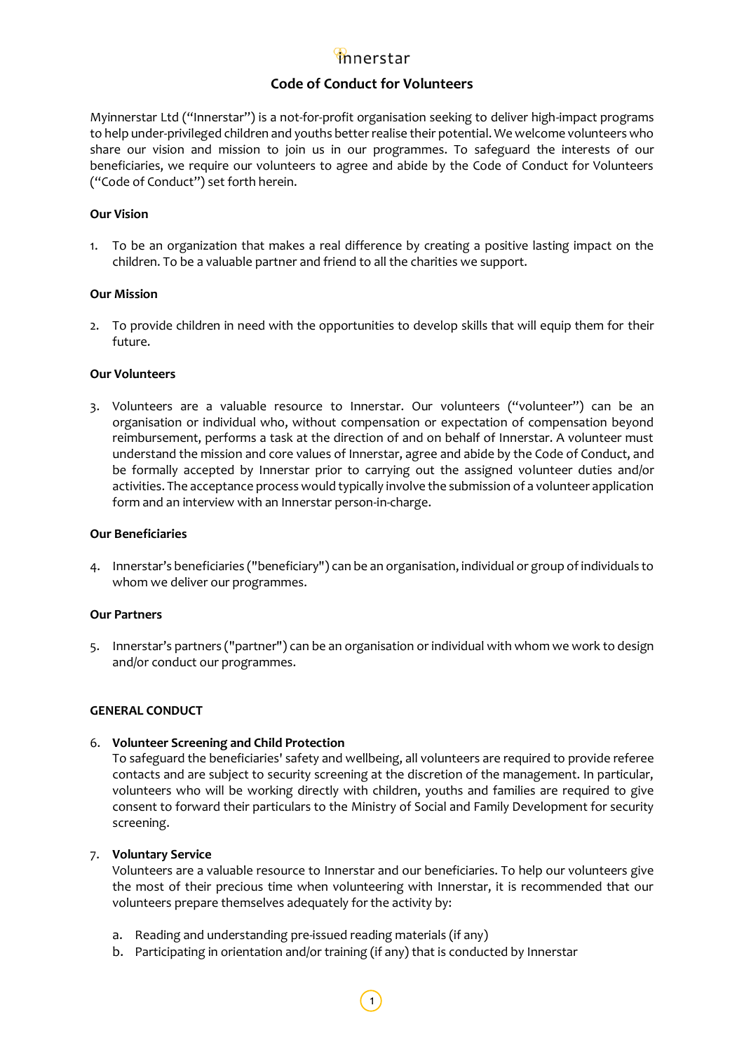innerstar

# Code of Conduct for Volunteers

Myinnerstar Ltd ("Innerstar") is a not-for-profit organisation seeking to deliver high-impact programs to help under-privileged children and youths better realise their potential. We welcome volunteers who share our vision and mission to join us in our programmes. To safeguard the interests of our beneficiaries, we require our volunteers to agree and abide by the Code of Conduct for Volunteers ("Code of Conduct") set forth herein.

**Our Vision**

1. To be an organization that makes a real difference by creating a positive lasting impact on the children. To be a valuable partner and friend to all the charities we support.

**Our Mission**

2. To provide children in need with the opportunities to develop skills that will equip them for their future.

**Our Volunteers**

3. Volunteers are a valuable resource to Innerstar. Our volunteers ("volunteer") can be an organisation or individual who, without compensation or expectation of compensation beyond reimbursement, performs a task at the direction of and on behalf of Innerstar. A volunteer must understand the mission and core values of Innerstar, agree and abide by the Code of Conduct, and be formally accepted by Innerstar prior to carrying out the assigned volunteer duties and/or activities. The acceptance process would typically involve the submission of a volunteer application form and an interview with an Innerstar person-in-charge.

**Our Beneficiaries**

4. Innerstar's beneficiaries ("beneficiary") can be an organisation, individual or group of individuals to whom we deliver our programmes.

**Our Partners**

5. Innerstar's partners ("partner") can be an organisation or individual with whom we work to design and/or conduct our programmes.

**GENERAL CONDUCT**

6. **Volunteer Screening and Child Protection**
   To safeguard the beneficiaries' safety and wellbeing, all volunteers are required to provide referee contacts and are subject to security screening at the discretion of the management. In particular, volunteers who will be working directly with children, youths and families are required to give consent to forward their particulars to the Ministry of Social and Family Development for security screening.

7. **Voluntary Service**
   Volunteers are a valuable resource to Innerstar and our beneficiaries. To help our volunteers give the most of their precious time when volunteering with Innerstar, it is recommended that our volunteers prepare themselves adequately for the activity by:

   a. Reading and understanding pre-issued reading materials (if any)
   b. Participating in orientation and/or training (if any) that is conducted by Innerstar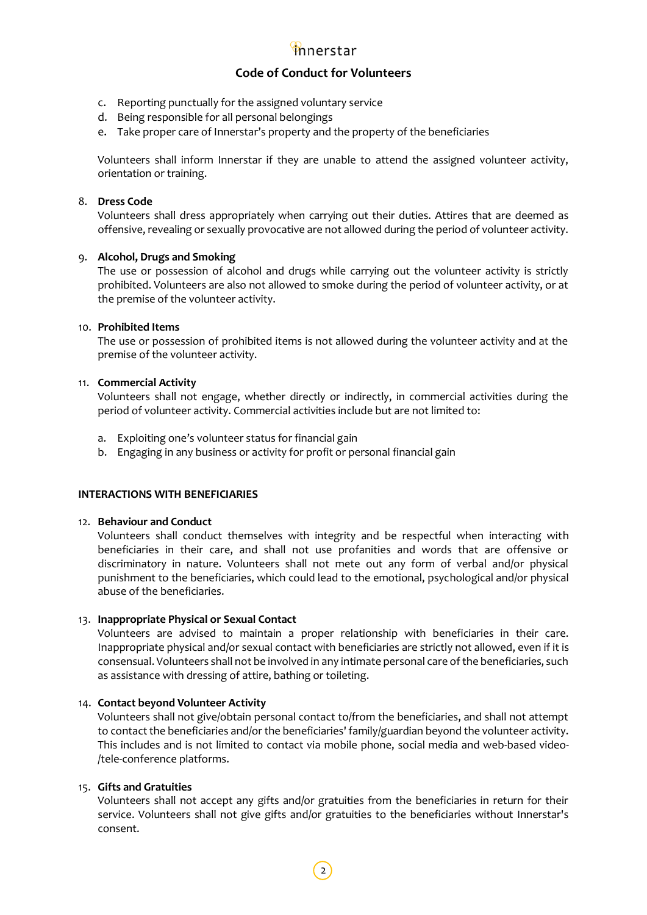c. Reporting punctually for the assigned voluntary service
d. Being responsible for all personal belongings
e. Take proper care of Innerstar's property and the property of the beneficiaries

Volunteers shall inform Innerstar if they are unable to attend the assigned volunteer activity, orientation or training.

8. **Dress Code**
   Volunteers shall dress appropriately when carrying out their duties. Attires that are deemed as offensive, revealing or sexually provocative are not allowed during the period of volunteer activity.

9. **Alcohol, Drugs and Smoking**
   The use or possession of alcohol and drugs while carrying out the volunteer activity is strictly prohibited. Volunteers are also not allowed to smoke during the period of volunteer activity, or at the premise of the volunteer activity.

10. **Prohibited Items**
    The use or possession of prohibited items is not allowed during the volunteer activity and at the premise of the volunteer activity.

11. **Commercial Activity**
    Volunteers shall not engage, whether directly or indirectly, in commercial activities during the period of volunteer activity. Commercial activities include but are not limited to:

    a. Exploiting one's volunteer status for financial gain
    b. Engaging in any business or activity for profit or personal financial gain

**INTERACTIONS WITH BENEFICIARIES**

12. **Behaviour and Conduct**
    Volunteers shall conduct themselves with integrity and be respectful when interacting with beneficiaries in their care, and shall not use profanities and words that are offensive or discriminatory in nature. Volunteers shall not mete out any form of verbal and/or physical punishment to the beneficiaries, which could lead to the emotional, psychological and/or physical abuse of the beneficiaries.

13. **Inappropriate Physical or Sexual Contact**
    Volunteers are advised to maintain a proper relationship with beneficiaries in their care. Inappropriate physical and/or sexual contact with beneficiaries are strictly not allowed, even if it is consensual. Volunteers shall not be involved in any intimate personal care of the beneficiaries, such as assistance with dressing of attire, bathing or toileting.

14. **Contact beyond Volunteer Activity**
    Volunteers shall not give/obtain personal contact to/from the beneficiaries, and shall not attempt to contact the beneficiaries and/or the beneficiaries' family/guardian beyond the volunteer activity. This includes and is not limited to contact via mobile phone, social media and web-based video-/tele-conference platforms.

15. **Gifts and Gratuities**
    Volunteers shall not accept any gifts and/or gratuities from the beneficiaries in return for their service. Volunteers shall not give gifts and/or gratuities to the beneficiaries without Innerstar's consent.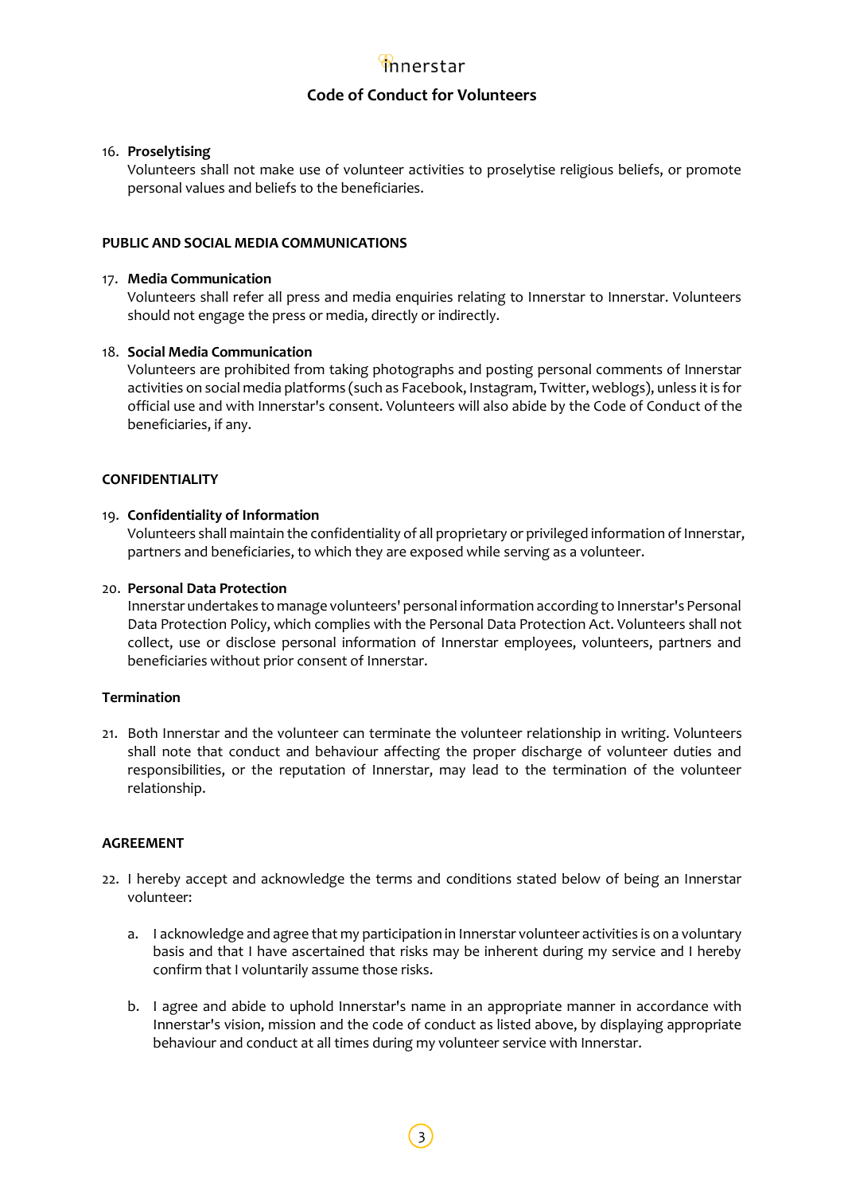16. **Proselytising**
    Volunteers shall not make use of volunteer activities to proselytise religious beliefs, or promote personal values and beliefs to the beneficiaries.

**PUBLIC AND SOCIAL MEDIA COMMUNICATIONS**

17. **Media Communication**
    Volunteers shall refer all press and media enquiries relating to Innerstar to Innerstar. Volunteers should not engage the press or media, directly or indirectly.

18. **Social Media Communication**
    Volunteers are prohibited from taking photographs and posting personal comments of Innerstar activities on social media platforms (such as Facebook, Instagram, Twitter, weblogs), unless it is for official use and with Innerstar's consent. Volunteers will also abide by the Code of Conduct of the beneficiaries, if any.

**CONFIDENTIALITY**

19. **Confidentiality of Information**
    Volunteers shall maintain the confidentiality of all proprietary or privileged information of Innerstar, partners and beneficiaries, to which they are exposed while serving as a volunteer.

20. **Personal Data Protection**
    Innerstar undertakes to manage volunteers' personal information according to Innerstar's Personal Data Protection Policy, which complies with the Personal Data Protection Act. Volunteers shall not collect, use or disclose personal information of Innerstar employees, volunteers, partners and beneficiaries without prior consent of Innerstar.

**Termination**

21. Both Innerstar and the volunteer can terminate the volunteer relationship in writing. Volunteers shall note that conduct and behaviour affecting the proper discharge of volunteer duties and responsibilities, or the reputation of Innerstar, may lead to the termination of the volunteer relationship.

**AGREEMENT**

22. I hereby accept and acknowledge the terms and conditions stated below of being an Innerstar volunteer:

    a. I acknowledge and agree that my participation in Innerstar volunteer activities is on a voluntary basis and that I have ascertained that risks may be inherent during my service and I hereby confirm that I voluntarily assume those risks.

    b. I agree and abide to uphold Innerstar's name in an appropriate manner in accordance with Innerstar's vision, mission and the code of conduct as listed above, by displaying appropriate behaviour and conduct at all times during my volunteer service with Innerstar.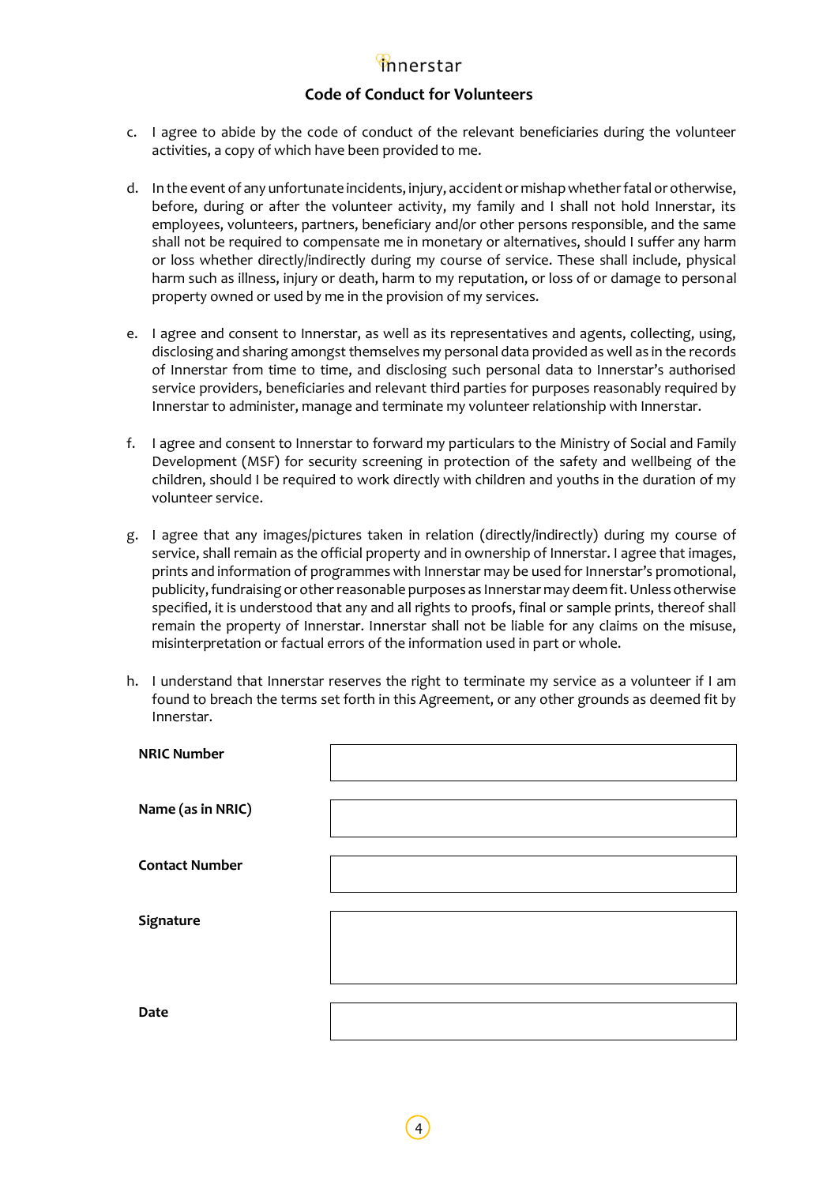## Code of Conduct for Volunteers

c. I agree to abide by the code of conduct of the relevant beneficiaries during the volunteer activities, a copy of which have been provided to me.

d. In the event of any unfortunate incidents, injury, accident or mishap whether fatal or otherwise, before, during or after the volunteer activity, my family and I shall not hold Innerstar, its employees, volunteers, partners, beneficiary and/or other persons responsible, and the same shall not be required to compensate me in monetary or alternatives, should I suffer any harm or loss whether directly/indirectly during my course of service. These shall include, physical harm such as illness, injury or death, harm to my reputation, or loss of or damage to personal property owned or used by me in the provision of my services.

e. I agree and consent to Innerstar, as well as its representatives and agents, collecting, using, disclosing and sharing amongst themselves my personal data provided as well as in the records of Innerstar from time to time, and disclosing such personal data to Innerstar's authorised service providers, beneficiaries and relevant third parties for purposes reasonably required by Innerstar to administer, manage and terminate my volunteer relationship with Innerstar.

f. I agree and consent to Innerstar to forward my particulars to the Ministry of Social and Family Development (MSF) for security screening in protection of the safety and wellbeing of the children, should I be required to work directly with children and youths in the duration of my volunteer service.

g. I agree that any images/pictures taken in relation (directly/indirectly) during my course of service, shall remain as the official property and in ownership of Innerstar. I agree that images, prints and information of programmes with Innerstar may be used for Innerstar's promotional, publicity, fundraising or other reasonable purposes as Innerstar may deem fit. Unless otherwise specified, it is understood that any and all rights to proofs, final or sample prints, thereof shall remain the property of Innerstar. Innerstar shall not be liable for any claims on the misuse, misinterpretation or factual errors of the information used in part or whole.

h. I understand that Innerstar reserves the right to terminate my service as a volunteer if I am found to breach the terms set forth in this Agreement, or any other grounds as deemed fit by Innerstar.

| | |
|---|---|
| **NRIC Number** | |
| **Name (as in NRIC)** | |
| **Contact Number** | |
| **Signature** | |
| **Date** | |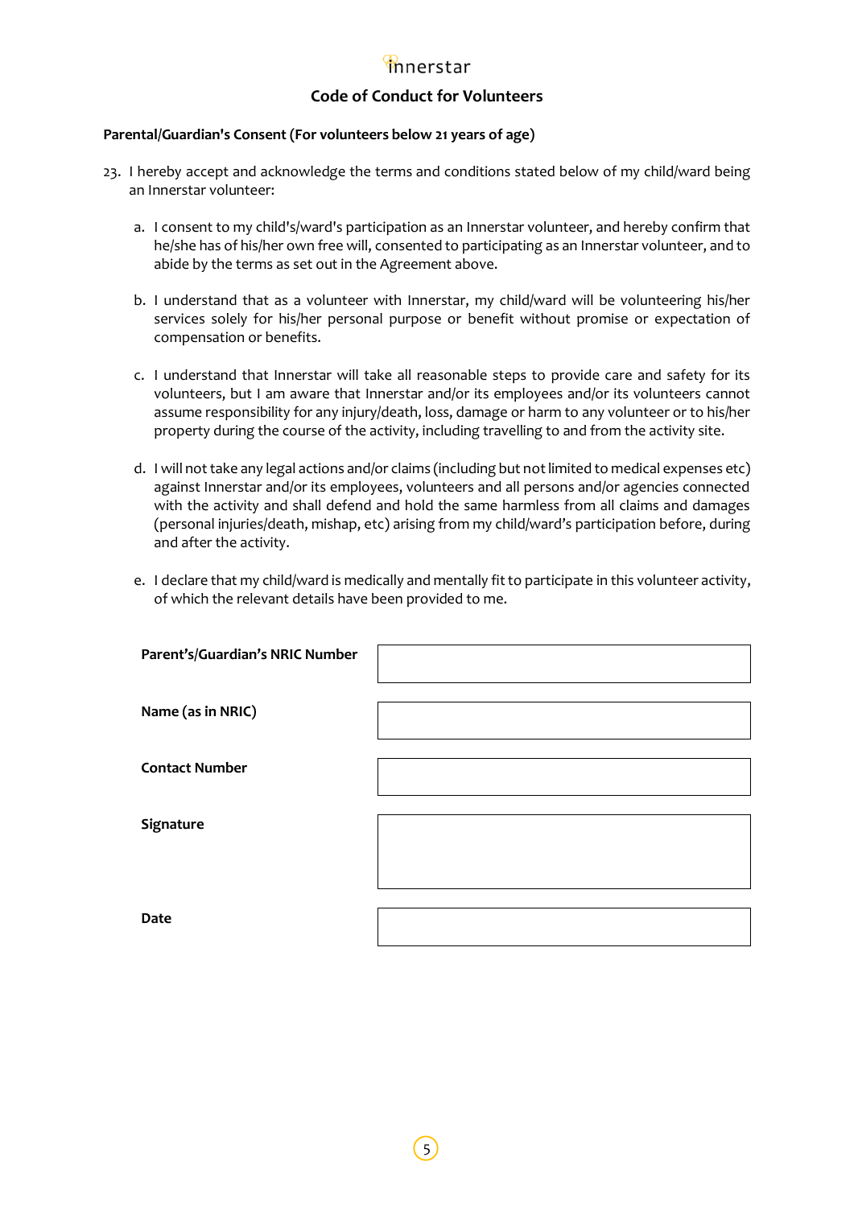# innerstar

## Code of Conduct for Volunteers

**Parental/Guardian's Consent (For volunteers below 21 years of age)**

23. I hereby accept and acknowledge the terms and conditions stated below of my child/ward being an Innerstar volunteer:

    a. I consent to my child's/ward's participation as an Innerstar volunteer, and hereby confirm that he/she has of his/her own free will, consented to participating as an Innerstar volunteer, and to abide by the terms as set out in the Agreement above.

    b. I understand that as a volunteer with Innerstar, my child/ward will be volunteering his/her services solely for his/her personal purpose or benefit without promise or expectation of compensation or benefits.

    c. I understand that Innerstar will take all reasonable steps to provide care and safety for its volunteers, but I am aware that Innerstar and/or its employees and/or its volunteers cannot assume responsibility for any injury/death, loss, damage or harm to any volunteer or to his/her property during the course of the activity, including travelling to and from the activity site.

    d. I will not take any legal actions and/or claims (including but not limited to medical expenses etc) against Innerstar and/or its employees, volunteers and all persons and/or agencies connected with the activity and shall defend and hold the same harmless from all claims and damages (personal injuries/death, mishap, etc) arising from my child/ward's participation before, during and after the activity.

    e. I declare that my child/ward is medically and mentally fit to participate in this volunteer activity, of which the relevant details have been provided to me.

| | |
|---|---|
| **Parent's/Guardian's NRIC Number** | |
| **Name (as in NRIC)** | |
| **Contact Number** | |
| **Signature** | |
| **Date** | |